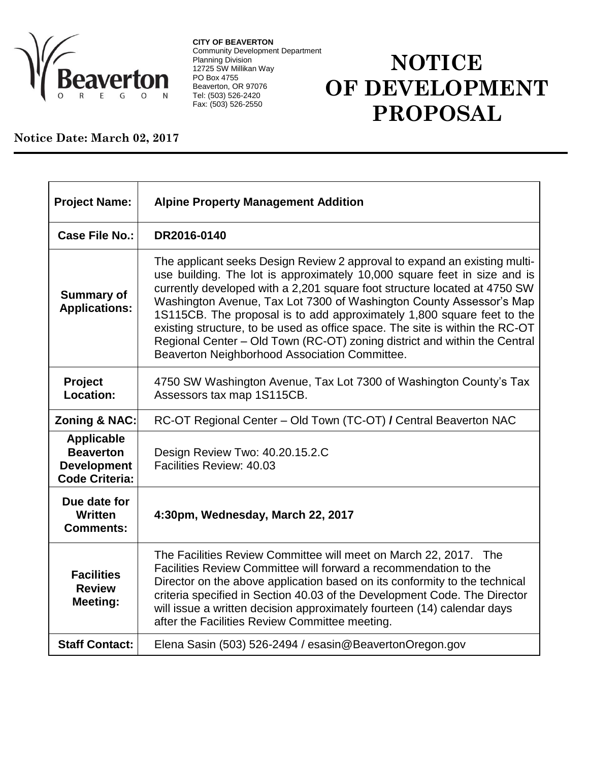**CITY OF BEAVERTON**
Community Development Department
Planning Division
12725 SW Millikan Way
PO Box 4755
Beaverton, OR 97076
Tel: (503) 526-2420
Fax: (503) 526-2550

# NOTICE OF DEVELOPMENT PROPOSAL

**Notice Date: March 02, 2017**

| | |
|---|---|
| **Project Name:** | **Alpine Property Management Addition** |
| **Case File No.:** | **DR2016-0140** |
| **Summary of Applications:** | The applicant seeks Design Review 2 approval to expand an existing multi-use building. The lot is approximately 10,000 square feet in size and is currently developed with a 2,201 square foot structure located at 4750 SW Washington Avenue, Tax Lot 7300 of Washington County Assessor's Map 1S115CB. The proposal is to add approximately 1,800 square feet to the existing structure, to be used as office space. The site is within the RC-OT Regional Center – Old Town (RC-OT) zoning district and within the Central Beaverton Neighborhood Association Committee. |
| **Project Location:** | 4750 SW Washington Avenue, Tax Lot 7300 of Washington County's Tax Assessors tax map 1S115CB. |
| **Zoning & NAC:** | RC-OT Regional Center – Old Town (TC-OT) **/** Central Beaverton NAC |
| **Applicable Beaverton Development Code Criteria:** | Design Review Two: 40.20.15.2.C<br>Facilities Review: 40.03 |
| **Due date for Written Comments:** | **4:30pm, Wednesday, March 22, 2017** |
| **Facilities Review Meeting:** | The Facilities Review Committee will meet on March 22, 2017. The Facilities Review Committee will forward a recommendation to the Director on the above application based on its conformity to the technical criteria specified in Section 40.03 of the Development Code. The Director will issue a written decision approximately fourteen (14) calendar days after the Facilities Review Committee meeting. |
| **Staff Contact:** | Elena Sasin (503) 526-2494 / esasin@BeavertonOregon.gov |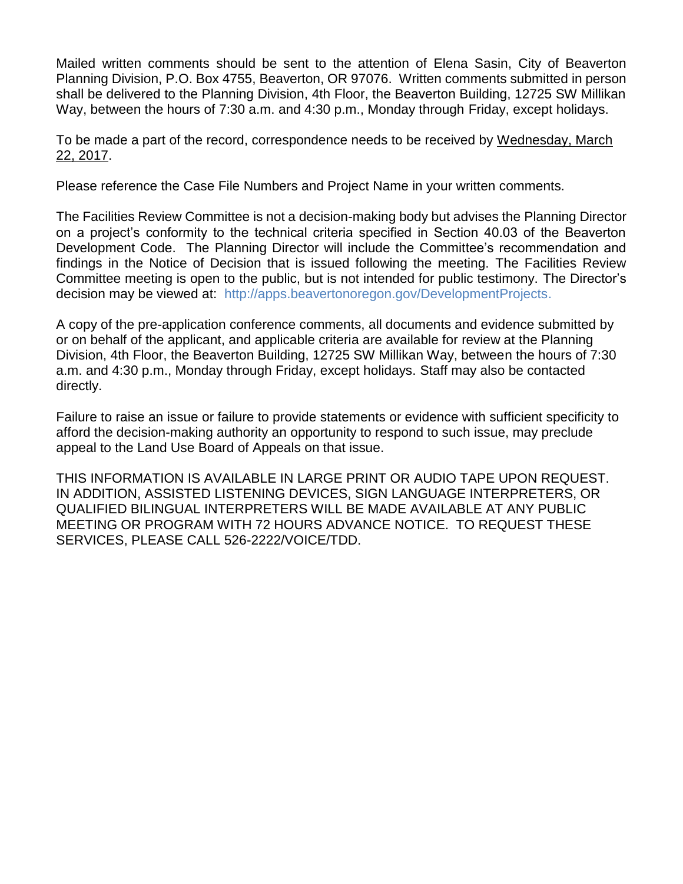Mailed written comments should be sent to the attention of Elena Sasin, City of Beaverton Planning Division, P.O. Box 4755, Beaverton, OR 97076. Written comments submitted in person shall be delivered to the Planning Division, 4th Floor, the Beaverton Building, 12725 SW Millikan Way, between the hours of 7:30 a.m. and 4:30 p.m., Monday through Friday, except holidays.

To be made a part of the record, correspondence needs to be received by Wednesday, March 22, 2017.

Please reference the Case File Numbers and Project Name in your written comments.

The Facilities Review Committee is not a decision-making body but advises the Planning Director on a project's conformity to the technical criteria specified in Section 40.03 of the Beaverton Development Code. The Planning Director will include the Committee's recommendation and findings in the Notice of Decision that is issued following the meeting. The Facilities Review Committee meeting is open to the public, but is not intended for public testimony. The Director's decision may be viewed at: http://apps.beavertonoregon.gov/DevelopmentProjects.

A copy of the pre-application conference comments, all documents and evidence submitted by or on behalf of the applicant, and applicable criteria are available for review at the Planning Division, 4th Floor, the Beaverton Building, 12725 SW Millikan Way, between the hours of 7:30 a.m. and 4:30 p.m., Monday through Friday, except holidays. Staff may also be contacted directly.

Failure to raise an issue or failure to provide statements or evidence with sufficient specificity to afford the decision-making authority an opportunity to respond to such issue, may preclude appeal to the Land Use Board of Appeals on that issue.

THIS INFORMATION IS AVAILABLE IN LARGE PRINT OR AUDIO TAPE UPON REQUEST. IN ADDITION, ASSISTED LISTENING DEVICES, SIGN LANGUAGE INTERPRETERS, OR QUALIFIED BILINGUAL INTERPRETERS WILL BE MADE AVAILABLE AT ANY PUBLIC MEETING OR PROGRAM WITH 72 HOURS ADVANCE NOTICE. TO REQUEST THESE SERVICES, PLEASE CALL 526-2222/VOICE/TDD.